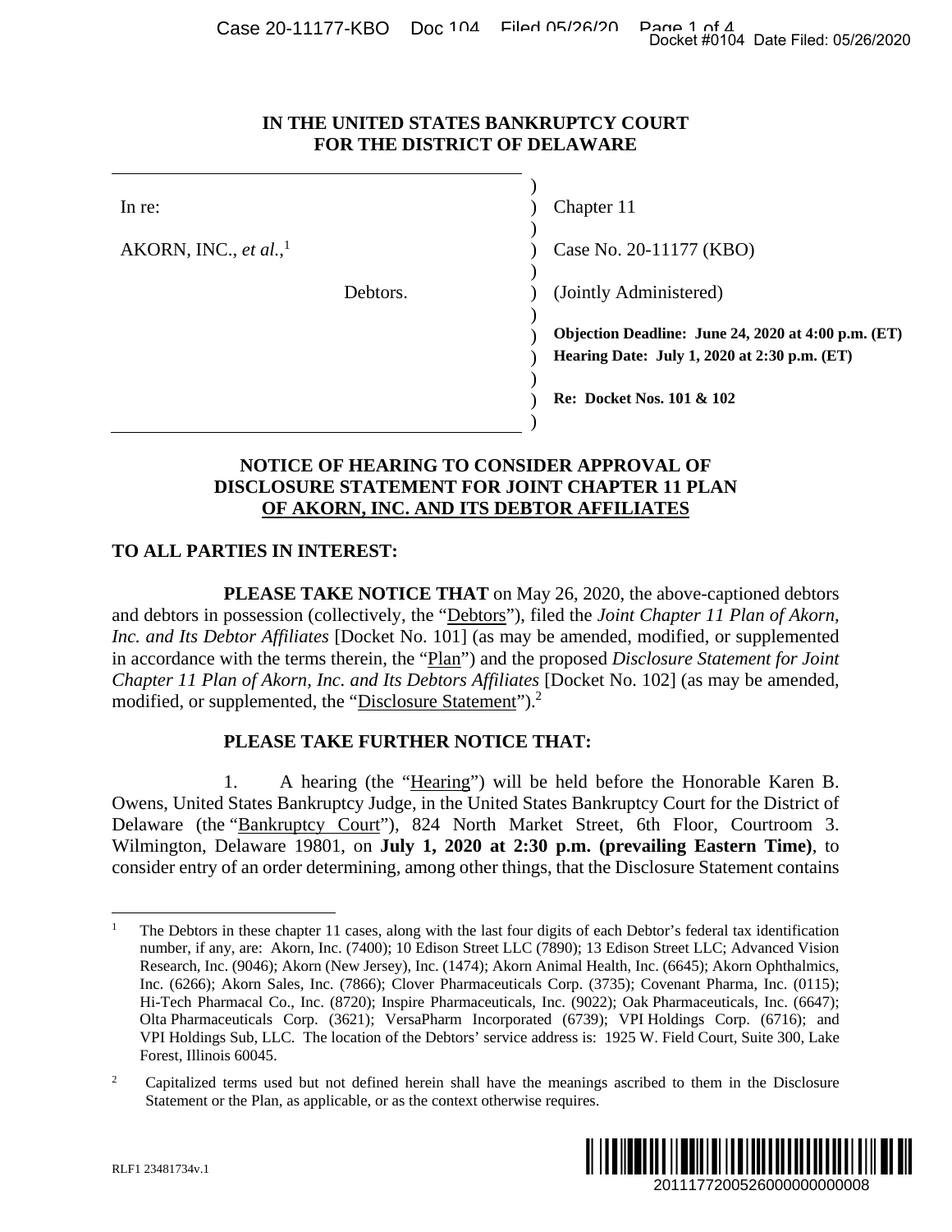# IN THE UNITED STATES BANKRUPTCY COURT FOR THE DISTRICT OF DELAWARE

| | |
|---|---|
| In re: | Chapter 11 |
| AKORN, INC., *et al.*,[1] | Case No. 20-11177 (KBO) |
| Debtors. | (Jointly Administered) |
| | **Objection Deadline: June 24, 2020 at 4:00 p.m. (ET)** |
| | **Hearing Date: July 1, 2020 at 2:30 p.m. (ET)** |
| | **Re: Docket Nos. 101 & 102** |

## NOTICE OF HEARING TO CONSIDER APPROVAL OF DISCLOSURE STATEMENT FOR JOINT CHAPTER 11 PLAN OF AKORN, INC. AND ITS DEBTOR AFFILIATES

**TO ALL PARTIES IN INTEREST:**

**PLEASE TAKE NOTICE THAT** on May 26, 2020, the above-captioned debtors and debtors in possession (collectively, the "Debtors"), filed the *Joint Chapter 11 Plan of Akorn, Inc. and Its Debtor Affiliates* [Docket No. 101] (as may be amended, modified, or supplemented in accordance with the terms therein, the "Plan") and the proposed *Disclosure Statement for Joint Chapter 11 Plan of Akorn, Inc. and Its Debtors Affiliates* [Docket No. 102] (as may be amended, modified, or supplemented, the "Disclosure Statement").[2]

**PLEASE TAKE FURTHER NOTICE THAT:**

1. A hearing (the "Hearing") will be held before the Honorable Karen B. Owens, United States Bankruptcy Judge, in the United States Bankruptcy Court for the District of Delaware (the "Bankruptcy Court"), 824 North Market Street, 6th Floor, Courtroom 3. Wilmington, Delaware 19801, on **July 1, 2020 at 2:30 p.m. (prevailing Eastern Time)**, to consider entry of an order determining, among other things, that the Disclosure Statement contains

---

[1] The Debtors in these chapter 11 cases, along with the last four digits of each Debtor's federal tax identification number, if any, are: Akorn, Inc. (7400); 10 Edison Street LLC (7890); 13 Edison Street LLC; Advanced Vision Research, Inc. (9046); Akorn (New Jersey), Inc. (1474); Akorn Animal Health, Inc. (6645); Akorn Ophthalmics, Inc. (6266); Akorn Sales, Inc. (7866); Clover Pharmaceuticals Corp. (3735); Covenant Pharma, Inc. (0115); Hi-Tech Pharmacal Co., Inc. (8720); Inspire Pharmaceuticals, Inc. (9022); Oak Pharmaceuticals, Inc. (6647); Olta Pharmaceuticals Corp. (3621); VersaPharm Incorporated (6739); VPI Holdings Corp. (6716); and VPI Holdings Sub, LLC. The location of the Debtors' service address is: 1925 W. Field Court, Suite 300, Lake Forest, Illinois 60045.

[2] Capitalized terms used but not defined herein shall have the meanings ascribed to them in the Disclosure Statement or the Plan, as applicable, or as the context otherwise requires.

RLF1 23481734v.1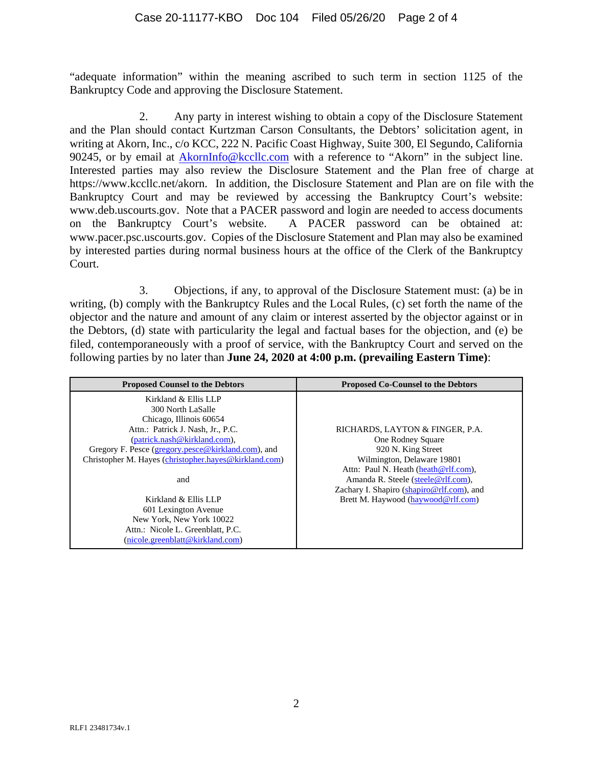"adequate information" within the meaning ascribed to such term in section 1125 of the Bankruptcy Code and approving the Disclosure Statement.

2. Any party in interest wishing to obtain a copy of the Disclosure Statement and the Plan should contact Kurtzman Carson Consultants, the Debtors' solicitation agent, in writing at Akorn, Inc., c/o KCC, 222 N. Pacific Coast Highway, Suite 300, El Segundo, California 90245, or by email at AkornInfo@kccllc.com with a reference to "Akorn" in the subject line. Interested parties may also review the Disclosure Statement and the Plan free of charge at https://www.kccllc.net/akorn. In addition, the Disclosure Statement and Plan are on file with the Bankruptcy Court and may be reviewed by accessing the Bankruptcy Court's website: www.deb.uscourts.gov. Note that a PACER password and login are needed to access documents on the Bankruptcy Court's website. A PACER password can be obtained at: www.pacer.psc.uscourts.gov. Copies of the Disclosure Statement and Plan may also be examined by interested parties during normal business hours at the office of the Clerk of the Bankruptcy Court.

3. Objections, if any, to approval of the Disclosure Statement must: (a) be in writing, (b) comply with the Bankruptcy Rules and the Local Rules, (c) set forth the name of the objector and the nature and amount of any claim or interest asserted by the objector against or in the Debtors, (d) state with particularity the legal and factual bases for the objection, and (e) be filed, contemporaneously with a proof of service, with the Bankruptcy Court and served on the following parties by no later than **June 24, 2020 at 4:00 p.m. (prevailing Eastern Time)**:

| Proposed Counsel to the Debtors | Proposed Co-Counsel to the Debtors |
| --- | --- |
| Kirkland & Ellis LLP<br>300 North LaSalle<br>Chicago, Illinois 60654<br>Attn.: Patrick J. Nash, Jr., P.C.<br>(patrick.nash@kirkland.com),<br>Gregory F. Pesce (gregory.pesce@kirkland.com), and<br>Christopher M. Hayes (christopher.hayes@kirkland.com)<br><br>and<br><br>Kirkland & Ellis LLP<br>601 Lexington Avenue<br>New York, New York 10022<br>Attn.: Nicole L. Greenblatt, P.C.<br>(nicole.greenblatt@kirkland.com) | RICHARDS, LAYTON & FINGER, P.A.<br>One Rodney Square<br>920 N. King Street<br>Wilmington, Delaware 19801<br>Attn: Paul N. Heath (heath@rlf.com),<br>Amanda R. Steele (steele@rlf.com),<br>Zachary I. Shapiro (shapiro@rlf.com), and<br>Brett M. Haywood (haywood@rlf.com) |

RLF1 23481734v.1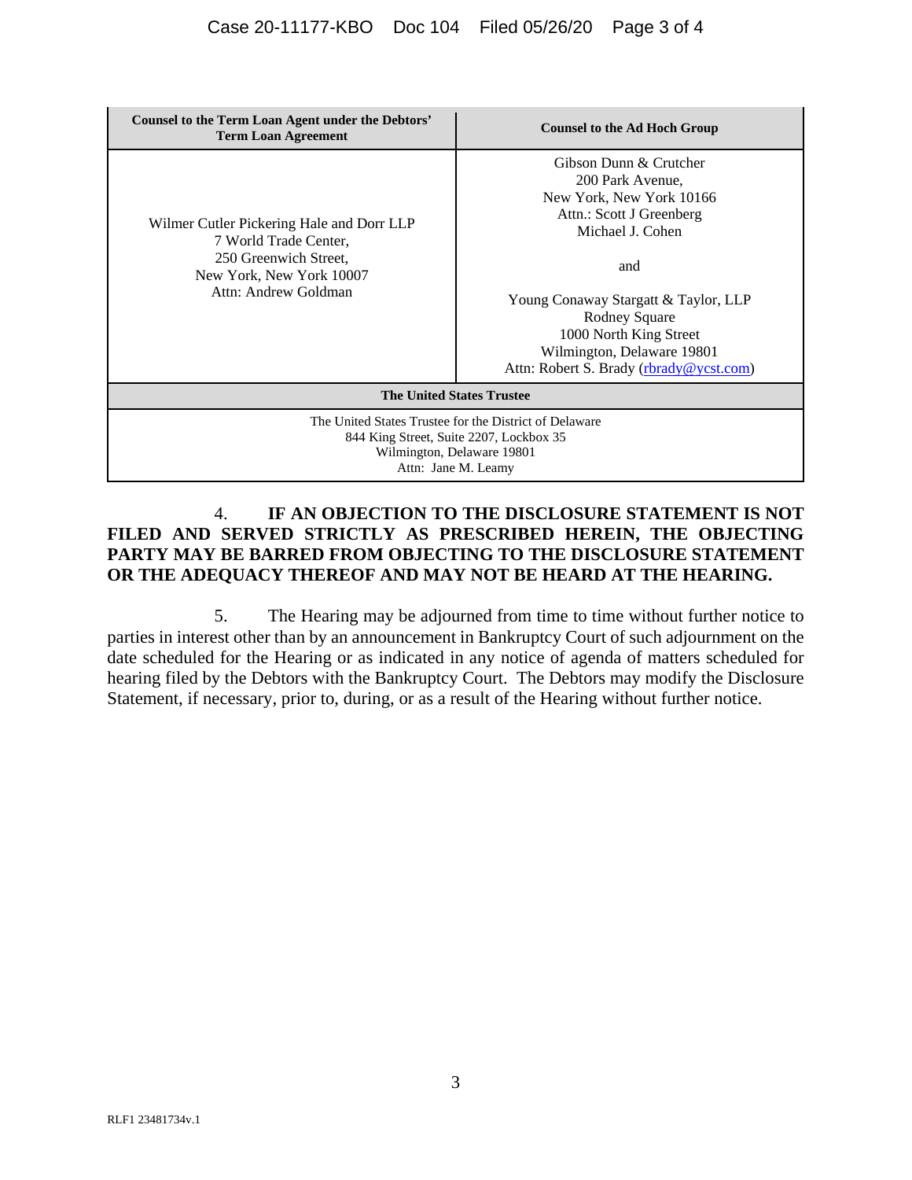| Counsel to the Term Loan Agent under the Debtors' Term Loan Agreement | Counsel to the Ad Hoch Group |
| --- | --- |
| Wilmer Cutler Pickering Hale and Dorr LLP<br>7 World Trade Center,<br>250 Greenwich Street,<br>New York, New York 10007<br>Attn: Andrew Goldman | Gibson Dunn & Crutcher<br>200 Park Avenue,<br>New York, New York 10166<br>Attn.: Scott J Greenberg<br>Michael J. Cohen<br><br>and<br><br>Young Conaway Stargatt & Taylor, LLP<br>Rodney Square<br>1000 North King Street<br>Wilmington, Delaware 19801<br>Attn: Robert S. Brady (rbrady@ycst.com) |
| **The United States Trustee** | |
| The United States Trustee for the District of Delaware<br>844 King Street, Suite 2207, Lockbox 35<br>Wilmington, Delaware 19801<br>Attn: Jane M. Leamy | |

4. **IF AN OBJECTION TO THE DISCLOSURE STATEMENT IS NOT FILED AND SERVED STRICTLY AS PRESCRIBED HEREIN, THE OBJECTING PARTY MAY BE BARRED FROM OBJECTING TO THE DISCLOSURE STATEMENT OR THE ADEQUACY THEREOF AND MAY NOT BE HEARD AT THE HEARING.**

5. The Hearing may be adjourned from time to time without further notice to parties in interest other than by an announcement in Bankruptcy Court of such adjournment on the date scheduled for the Hearing or as indicated in any notice of agenda of matters scheduled for hearing filed by the Debtors with the Bankruptcy Court. The Debtors may modify the Disclosure Statement, if necessary, prior to, during, or as a result of the Hearing without further notice.

RLF1 23481734v.1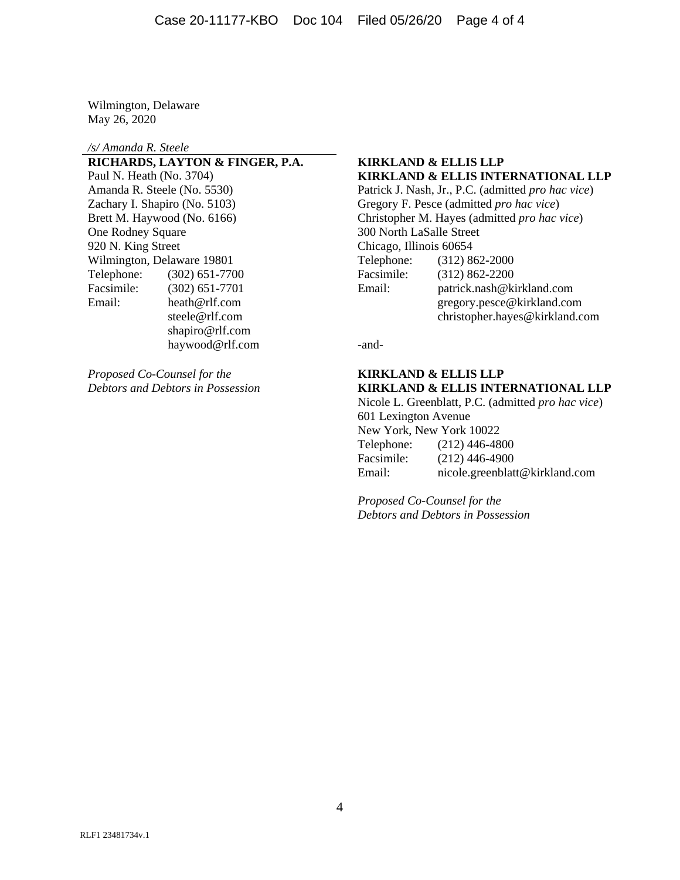Wilmington, Delaware
May 26, 2020

*/s/ Amanda R. Steele*

**RICHARDS, LAYTON & FINGER, P.A.**
Paul N. Heath (No. 3704)
Amanda R. Steele (No. 5530)
Zachary I. Shapiro (No. 5103)
Brett M. Haywood (No. 6166)
One Rodney Square
920 N. King Street
Wilmington, Delaware 19801
Telephone: (302) 651-7700
Facsimile: (302) 651-7701
Email: heath@rlf.com
steele@rlf.com
shapiro@rlf.com
haywood@rlf.com

*Proposed Co-Counsel for the Debtors and Debtors in Possession*

**KIRKLAND & ELLIS LLP**
**KIRKLAND & ELLIS INTERNATIONAL LLP**
Patrick J. Nash, Jr., P.C. (admitted *pro hac vice*)
Gregory F. Pesce (admitted *pro hac vice*)
Christopher M. Hayes (admitted *pro hac vice*)
300 North LaSalle Street
Chicago, Illinois 60654
Telephone: (312) 862-2000
Facsimile: (312) 862-2200
Email: patrick.nash@kirkland.com
gregory.pesce@kirkland.com
christopher.hayes@kirkland.com

-and-

**KIRKLAND & ELLIS LLP**
**KIRKLAND & ELLIS INTERNATIONAL LLP**
Nicole L. Greenblatt, P.C. (admitted *pro hac vice*)
601 Lexington Avenue
New York, New York 10022
Telephone: (212) 446-4800
Facsimile: (212) 446-4900
Email: nicole.greenblatt@kirkland.com

*Proposed Co-Counsel for the Debtors and Debtors in Possession*

RLF1 23481734v.1